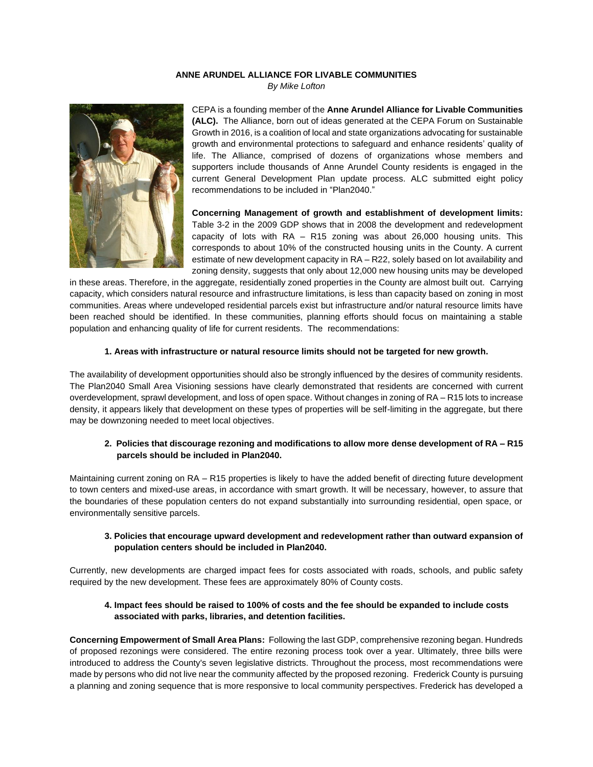**ANNE ARUNDEL ALLIANCE FOR LIVABLE COMMUNITIES**
*By Mike Lofton*

CEPA is a founding member of the **Anne Arundel Alliance for Livable Communities (ALC).** The Alliance, born out of ideas generated at the CEPA Forum on Sustainable Growth in 2016, is a coalition of local and state organizations advocating for sustainable growth and environmental protections to safeguard and enhance residents' quality of life. The Alliance, comprised of dozens of organizations whose members and supporters include thousands of Anne Arundel County residents is engaged in the current General Development Plan update process. ALC submitted eight policy recommendations to be included in "Plan2040."

**Concerning Management of growth and establishment of development limits:** Table 3-2 in the 2009 GDP shows that in 2008 the development and redevelopment capacity of lots with RA – R15 zoning was about 26,000 housing units. This corresponds to about 10% of the constructed housing units in the County. A current estimate of new development capacity in RA – R22, solely based on lot availability and zoning density, suggests that only about 12,000 new housing units may be developed in these areas. Therefore, in the aggregate, residentially zoned properties in the County are almost built out. Carrying capacity, which considers natural resource and infrastructure limitations, is less than capacity based on zoning in most communities. Areas where undeveloped residential parcels exist but infrastructure and/or natural resource limits have been reached should be identified. In these communities, planning efforts should focus on maintaining a stable population and enhancing quality of life for current residents. The recommendations:

**1. Areas with infrastructure or natural resource limits should not be targeted for new growth.**

The availability of development opportunities should also be strongly influenced by the desires of community residents. The Plan2040 Small Area Visioning sessions have clearly demonstrated that residents are concerned with current overdevelopment, sprawl development, and loss of open space. Without changes in zoning of RA – R15 lots to increase density, it appears likely that development on these types of properties will be self-limiting in the aggregate, but there may be downzoning needed to meet local objectives.

**2. Policies that discourage rezoning and modifications to allow more dense development of RA – R15 parcels should be included in Plan2040.**

Maintaining current zoning on RA – R15 properties is likely to have the added benefit of directing future development to town centers and mixed-use areas, in accordance with smart growth. It will be necessary, however, to assure that the boundaries of these population centers do not expand substantially into surrounding residential, open space, or environmentally sensitive parcels.

**3. Policies that encourage upward development and redevelopment rather than outward expansion of population centers should be included in Plan2040.**

Currently, new developments are charged impact fees for costs associated with roads, schools, and public safety required by the new development. These fees are approximately 80% of County costs.

**4. Impact fees should be raised to 100% of costs and the fee should be expanded to include costs associated with parks, libraries, and detention facilities.**

**Concerning Empowerment of Small Area Plans:** Following the last GDP, comprehensive rezoning began. Hundreds of proposed rezonings were considered. The entire rezoning process took over a year. Ultimately, three bills were introduced to address the County's seven legislative districts. Throughout the process, most recommendations were made by persons who did not live near the community affected by the proposed rezoning. Frederick County is pursuing a planning and zoning sequence that is more responsive to local community perspectives. Frederick has developed a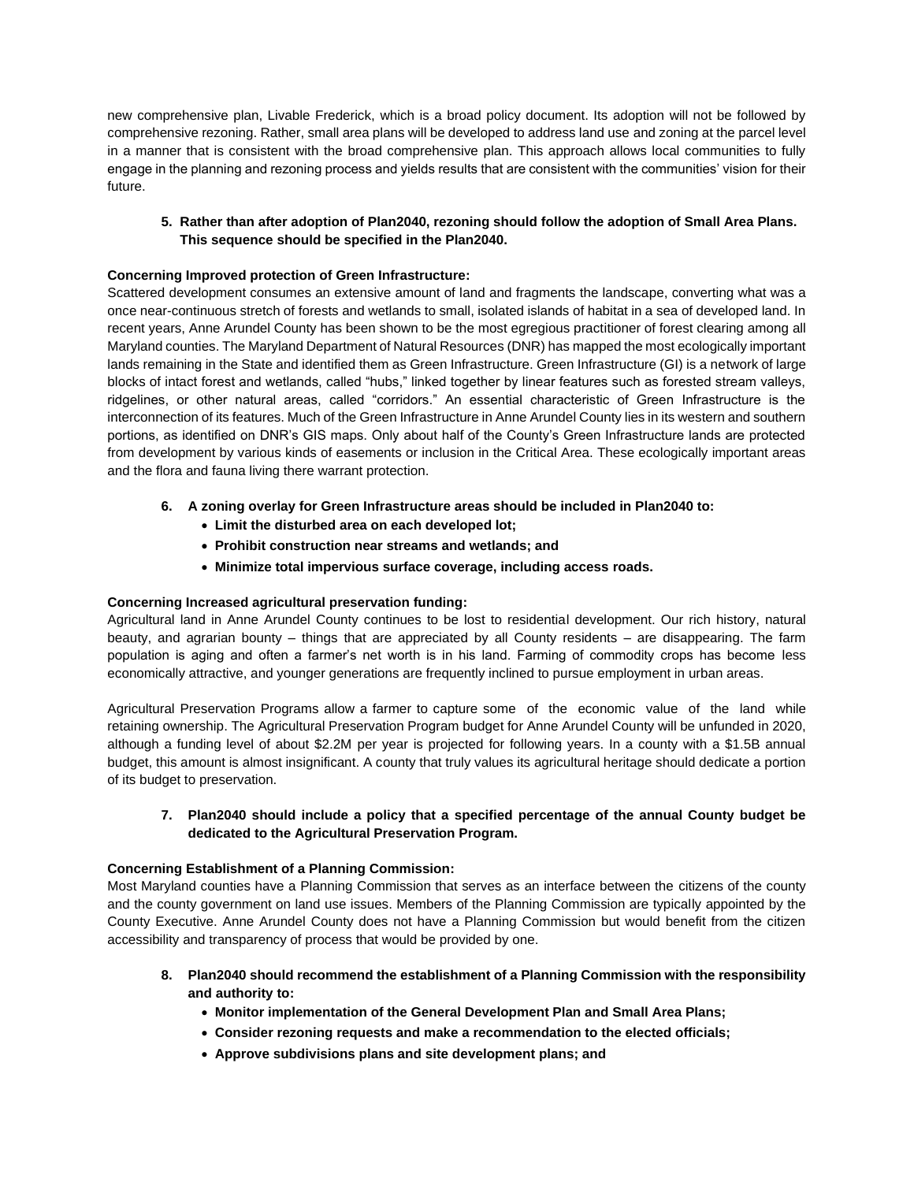new comprehensive plan, Livable Frederick, which is a broad policy document. Its adoption will not be followed by comprehensive rezoning. Rather, small area plans will be developed to address land use and zoning at the parcel level in a manner that is consistent with the broad comprehensive plan. This approach allows local communities to fully engage in the planning and rezoning process and yields results that are consistent with the communities' vision for their future.

5. **Rather than after adoption of Plan2040, rezoning should follow the adoption of Small Area Plans. This sequence should be specified in the Plan2040.**

**Concerning Improved protection of Green Infrastructure:**

Scattered development consumes an extensive amount of land and fragments the landscape, converting what was a once near-continuous stretch of forests and wetlands to small, isolated islands of habitat in a sea of developed land. In recent years, Anne Arundel County has been shown to be the most egregious practitioner of forest clearing among all Maryland counties. The Maryland Department of Natural Resources (DNR) has mapped the most ecologically important lands remaining in the State and identified them as Green Infrastructure. Green Infrastructure (GI) is a network of large blocks of intact forest and wetlands, called "hubs," linked together by linear features such as forested stream valleys, ridgelines, or other natural areas, called "corridors." An essential characteristic of Green Infrastructure is the interconnection of its features. Much of the Green Infrastructure in Anne Arundel County lies in its western and southern portions, as identified on DNR's GIS maps. Only about half of the County's Green Infrastructure lands are protected from development by various kinds of easements or inclusion in the Critical Area. These ecologically important areas and the flora and fauna living there warrant protection.

6. **A zoning overlay for Green Infrastructure areas should be included in Plan2040 to:**
   - **Limit the disturbed area on each developed lot;**
   - **Prohibit construction near streams and wetlands; and**
   - **Minimize total impervious surface coverage, including access roads.**

**Concerning Increased agricultural preservation funding:**

Agricultural land in Anne Arundel County continues to be lost to residential development. Our rich history, natural beauty, and agrarian bounty – things that are appreciated by all County residents – are disappearing. The farm population is aging and often a farmer's net worth is in his land. Farming of commodity crops has become less economically attractive, and younger generations are frequently inclined to pursue employment in urban areas.

Agricultural Preservation Programs allow a farmer to capture some of the economic value of the land while retaining ownership. The Agricultural Preservation Program budget for Anne Arundel County will be unfunded in 2020, although a funding level of about $2.2M per year is projected for following years. In a county with a $1.5B annual budget, this amount is almost insignificant. A county that truly values its agricultural heritage should dedicate a portion of its budget to preservation.

7. **Plan2040 should include a policy that a specified percentage of the annual County budget be dedicated to the Agricultural Preservation Program.**

**Concerning Establishment of a Planning Commission:**

Most Maryland counties have a Planning Commission that serves as an interface between the citizens of the county and the county government on land use issues. Members of the Planning Commission are typically appointed by the County Executive. Anne Arundel County does not have a Planning Commission but would benefit from the citizen accessibility and transparency of process that would be provided by one.

8. **Plan2040 should recommend the establishment of a Planning Commission with the responsibility and authority to:**
   - **Monitor implementation of the General Development Plan and Small Area Plans;**
   - **Consider rezoning requests and make a recommendation to the elected officials;**
   - **Approve subdivisions plans and site development plans; and**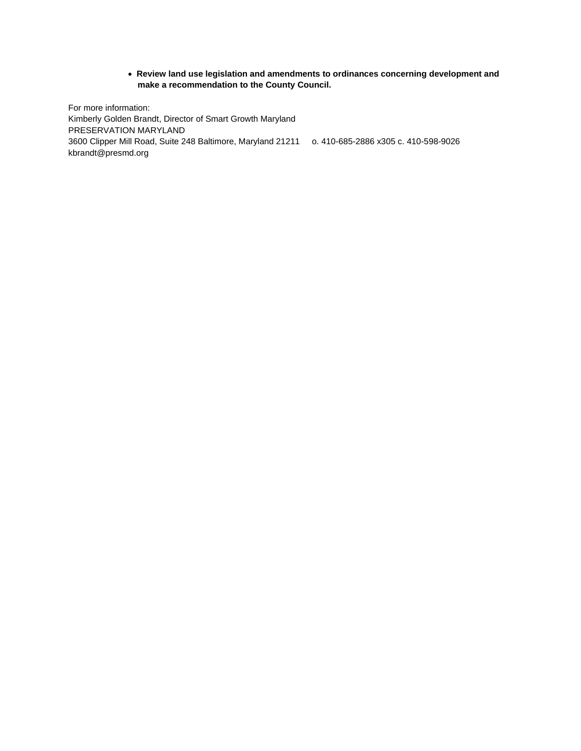- **Review land use legislation and amendments to ordinances concerning development and make a recommendation to the County Council.**

For more information:
Kimberly Golden Brandt, Director of Smart Growth Maryland
PRESERVATION MARYLAND
3600 Clipper Mill Road, Suite 248 Baltimore, Maryland 21211 o. 410-685-2886 x305 c. 410-598-9026
kbrandt@presmd.org